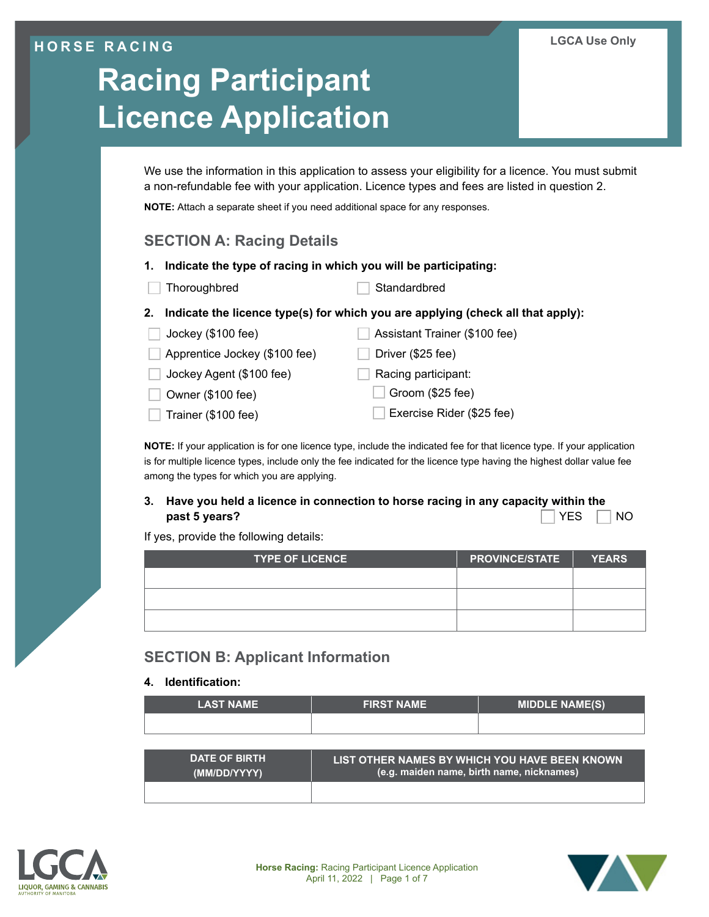HORSE RACING

# Racing Participant Licence Application

LGCA Use Only

We use the information in this application to assess your eligibility for a licence. You must submit a non-refundable fee with your application. Licence types and fees are listed in question 2.

**NOTE:** Attach a separate sheet if you need additional space for any responses.

## SECTION A: Racing Details

**1. Indicate the type of racing in which you will be participating:**

- ☐ Thoroughbred
- ☐ Standardbred

**2. Indicate the licence type(s) for which you are applying (check all that apply):**

- ☐ Jockey ($100 fee)
- ☐ Apprentice Jockey ($100 fee)
- ☐ Jockey Agent ($100 fee)
- ☐ Owner ($100 fee)
- ☐ Trainer ($100 fee)
- ☐ Assistant Trainer ($100 fee)
- ☐ Driver ($25 fee)
- ☐ Racing participant:
  - ☐ Groom ($25 fee)
  - ☐ Exercise Rider ($25 fee)

**NOTE:** If your application is for one licence type, include the indicated fee for that licence type. If your application is for multiple licence types, include only the fee indicated for the licence type having the highest dollar value fee among the types for which you are applying.

**3. Have you held a licence in connection to horse racing in any capacity within the past 5 years?** ☐ YES ☐ NO

If yes, provide the following details:

| TYPE OF LICENCE | PROVINCE/STATE | YEARS |
|---|---|---|
| | | |
| | | |
| | | |

## SECTION B: Applicant Information

**4. Identification:**

| LAST NAME | FIRST NAME | MIDDLE NAME(S) |
|---|---|---|
| | | |

| DATE OF BIRTH (MM/DD/YYYY) | LIST OTHER NAMES BY WHICH YOU HAVE BEEN KNOWN (e.g. maiden name, birth name, nicknames) |
|---|---|
| | |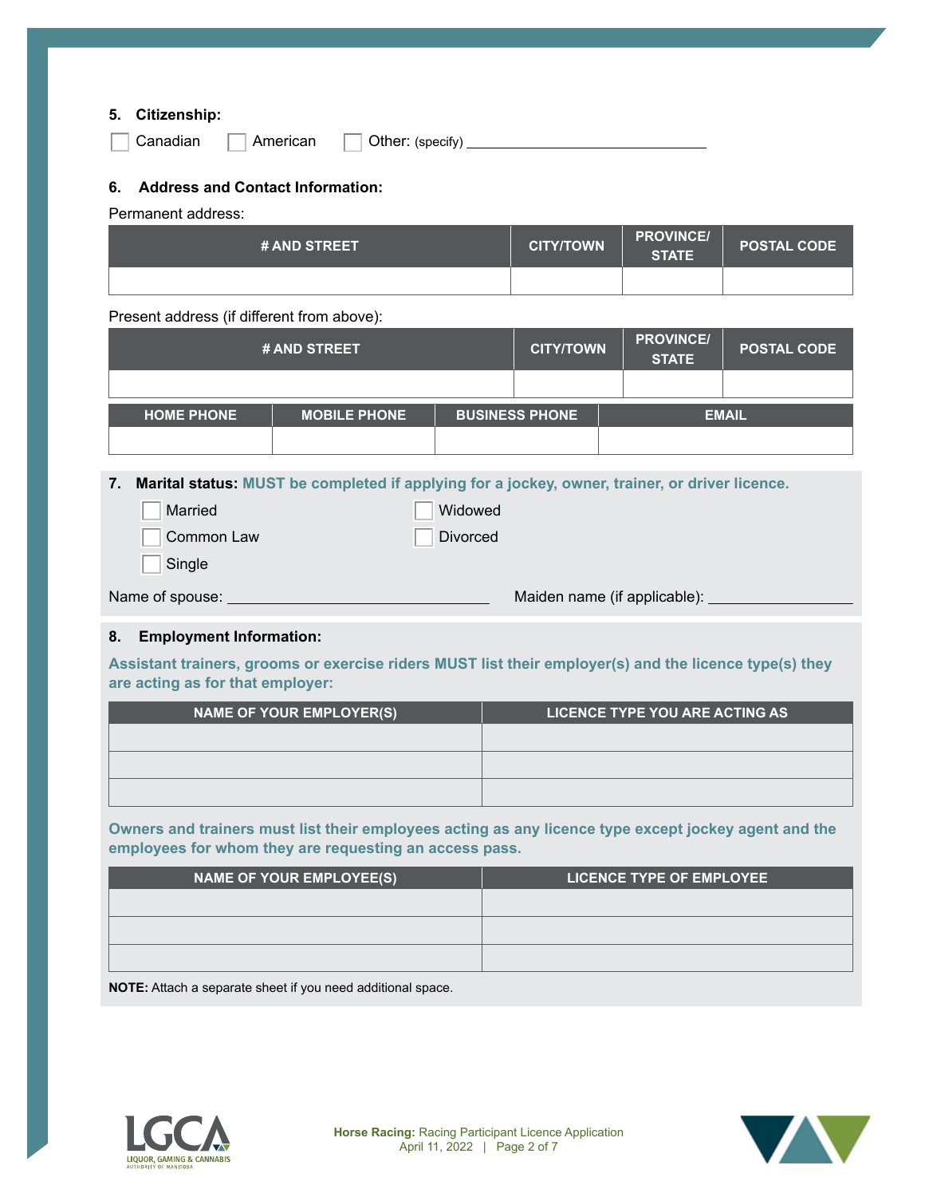**5. Citizenship:**

☐ Canadian ☐ American ☐ Other: (specify) ______________________________

**6. Address and Contact Information:**

Permanent address:

| # AND STREET | CITY/TOWN | PROVINCE/ STATE | POSTAL CODE |
|---|---|---|---|
| | | | |

Present address (if different from above):

| # AND STREET | CITY/TOWN | PROVINCE/ STATE | POSTAL CODE |
|---|---|---|---|
| | | | |

| HOME PHONE | MOBILE PHONE | BUSINESS PHONE | EMAIL |
|---|---|---|---|
| | | | |

**7. Marital status: MUST be completed if applying for a jockey, owner, trainer, or driver licence.**

☐ Married ☐ Widowed

☐ Common Law ☐ Divorced

☐ Single

Name of spouse: ______________________________ Maiden name (if applicable): ____________________

**8. Employment Information:**

**Assistant trainers, grooms or exercise riders MUST list their employer(s) and the licence type(s) they are acting as for that employer:**

| NAME OF YOUR EMPLOYER(S) | LICENCE TYPE YOU ARE ACTING AS |
|---|---|
| | |
| | |
| | |

**Owners and trainers must list their employees acting as any licence type except jockey agent and the employees for whom they are requesting an access pass.**

| NAME OF YOUR EMPLOYEE(S) | LICENCE TYPE OF EMPLOYEE |
|---|---|
| | |
| | |
| | |

**NOTE:** Attach a separate sheet if you need additional space.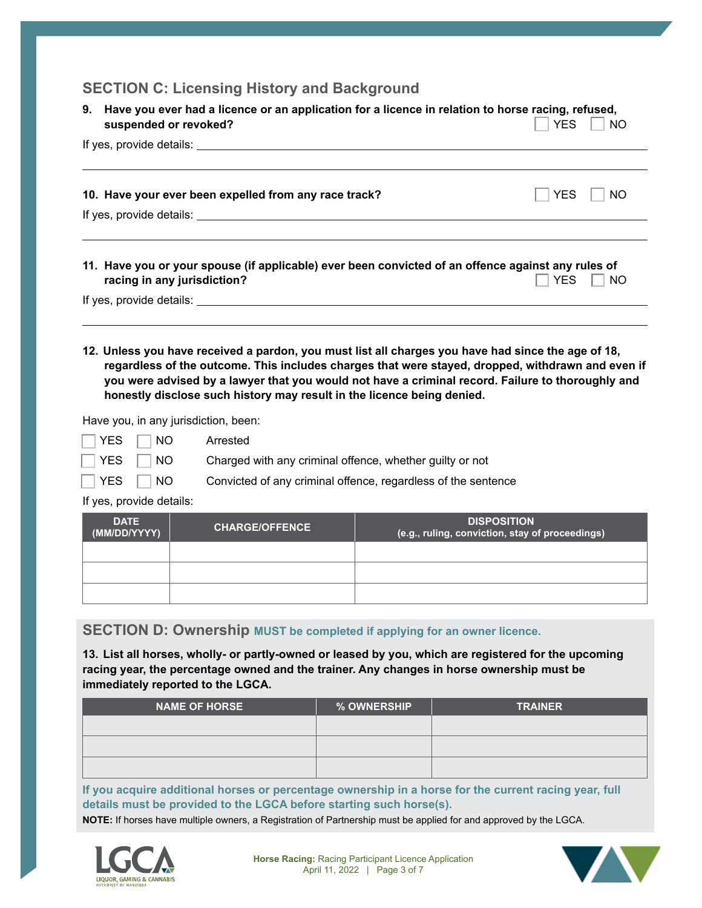## SECTION C: Licensing History and Background

**9. Have you ever had a licence or an application for a licence in relation to horse racing, refused, suspended or revoked?** ☐ YES ☐ NO

If yes, provide details: ______________________________

**10. Have your ever been expelled from any race track?** ☐ YES ☐ NO

If yes, provide details: ______________________________

**11. Have you or your spouse (if applicable) ever been convicted of an offence against any rules of racing in any jurisdiction?** ☐ YES ☐ NO

If yes, provide details: ______________________________

**12. Unless you have received a pardon, you must list all charges you have had since the age of 18, regardless of the outcome. This includes charges that were stayed, dropped, withdrawn and even if you were advised by a lawyer that you would not have a criminal record. Failure to thoroughly and honestly disclose such history may result in the licence being denied.**

Have you, in any jurisdiction, been:

☐ YES ☐ NO Arrested

☐ YES ☐ NO Charged with any criminal offence, whether guilty or not

☐ YES ☐ NO Convicted of any criminal offence, regardless of the sentence

If yes, provide details:

| DATE (MM/DD/YYYY) | CHARGE/OFFENCE | DISPOSITION (e.g., ruling, conviction, stay of proceedings) |
|---|---|---|
| | | |
| | | |
| | | |

## SECTION D: Ownership MUST be completed if applying for an owner licence.

**13. List all horses, wholly- or partly-owned or leased by you, which are registered for the upcoming racing year, the percentage owned and the trainer. Any changes in horse ownership must be immediately reported to the LGCA.**

| NAME OF HORSE | % OWNERSHIP | TRAINER |
|---|---|---|
| | | |
| | | |
| | | |

**If you acquire additional horses or percentage ownership in a horse for the current racing year, full details must be provided to the LGCA before starting such horse(s).**

**NOTE:** If horses have multiple owners, a Registration of Partnership must be applied for and approved by the LGCA.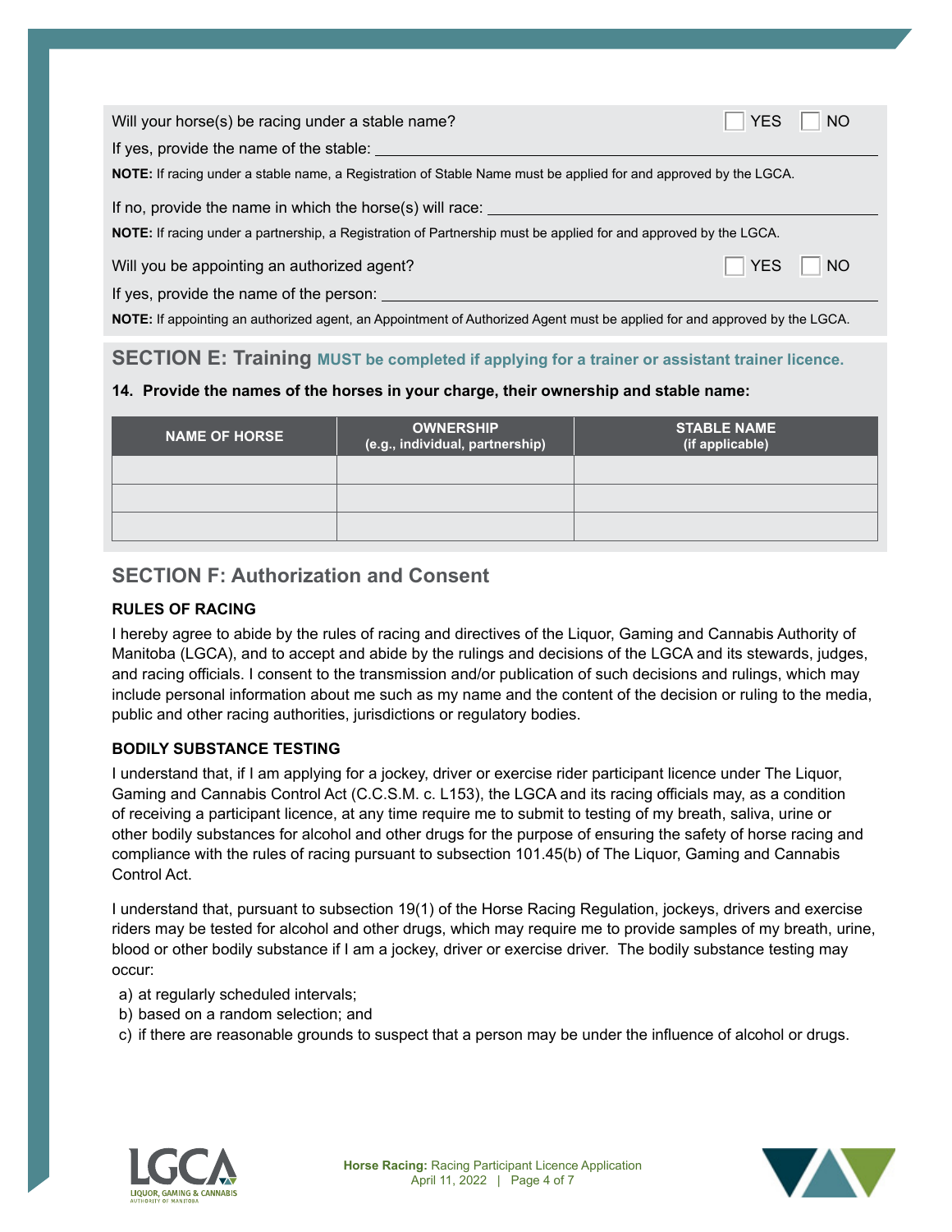Will your horse(s) be racing under a stable name? ☐ YES ☐ NO

If yes, provide the name of the stable: ______________________________

**NOTE:** If racing under a stable name, a Registration of Stable Name must be applied for and approved by the LGCA.

If no, provide the name in which the horse(s) will race: ______________________________

**NOTE:** If racing under a partnership, a Registration of Partnership must be applied for and approved by the LGCA.

Will you be appointing an authorized agent? ☐ YES ☐ NO

If yes, provide the name of the person: ______________________________

**NOTE:** If appointing an authorized agent, an Appointment of Authorized Agent must be applied for and approved by the LGCA.

## SECTION E: Training **MUST be completed if applying for a trainer or assistant trainer licence.**

**14. Provide the names of the horses in your charge, their ownership and stable name:**

| NAME OF HORSE | OWNERSHIP (e.g., individual, partnership) | STABLE NAME (if applicable) |
|---|---|---|
| | | |
| | | |
| | | |

## SECTION F: Authorization and Consent

### RULES OF RACING

I hereby agree to abide by the rules of racing and directives of the Liquor, Gaming and Cannabis Authority of Manitoba (LGCA), and to accept and abide by the rulings and decisions of the LGCA and its stewards, judges, and racing officials. I consent to the transmission and/or publication of such decisions and rulings, which may include personal information about me such as my name and the content of the decision or ruling to the media, public and other racing authorities, jurisdictions or regulatory bodies.

### BODILY SUBSTANCE TESTING

I understand that, if I am applying for a jockey, driver or exercise rider participant licence under The Liquor, Gaming and Cannabis Control Act (C.C.S.M. c. L153), the LGCA and its racing officials may, as a condition of receiving a participant licence, at any time require me to submit to testing of my breath, saliva, urine or other bodily substances for alcohol and other drugs for the purpose of ensuring the safety of horse racing and compliance with the rules of racing pursuant to subsection 101.45(b) of The Liquor, Gaming and Cannabis Control Act.

I understand that, pursuant to subsection 19(1) of the Horse Racing Regulation, jockeys, drivers and exercise riders may be tested for alcohol and other drugs, which may require me to provide samples of my breath, urine, blood or other bodily substance if I am a jockey, driver or exercise driver. The bodily substance testing may occur:

a) at regularly scheduled intervals;
b) based on a random selection; and
c) if there are reasonable grounds to suspect that a person may be under the influence of alcohol or drugs.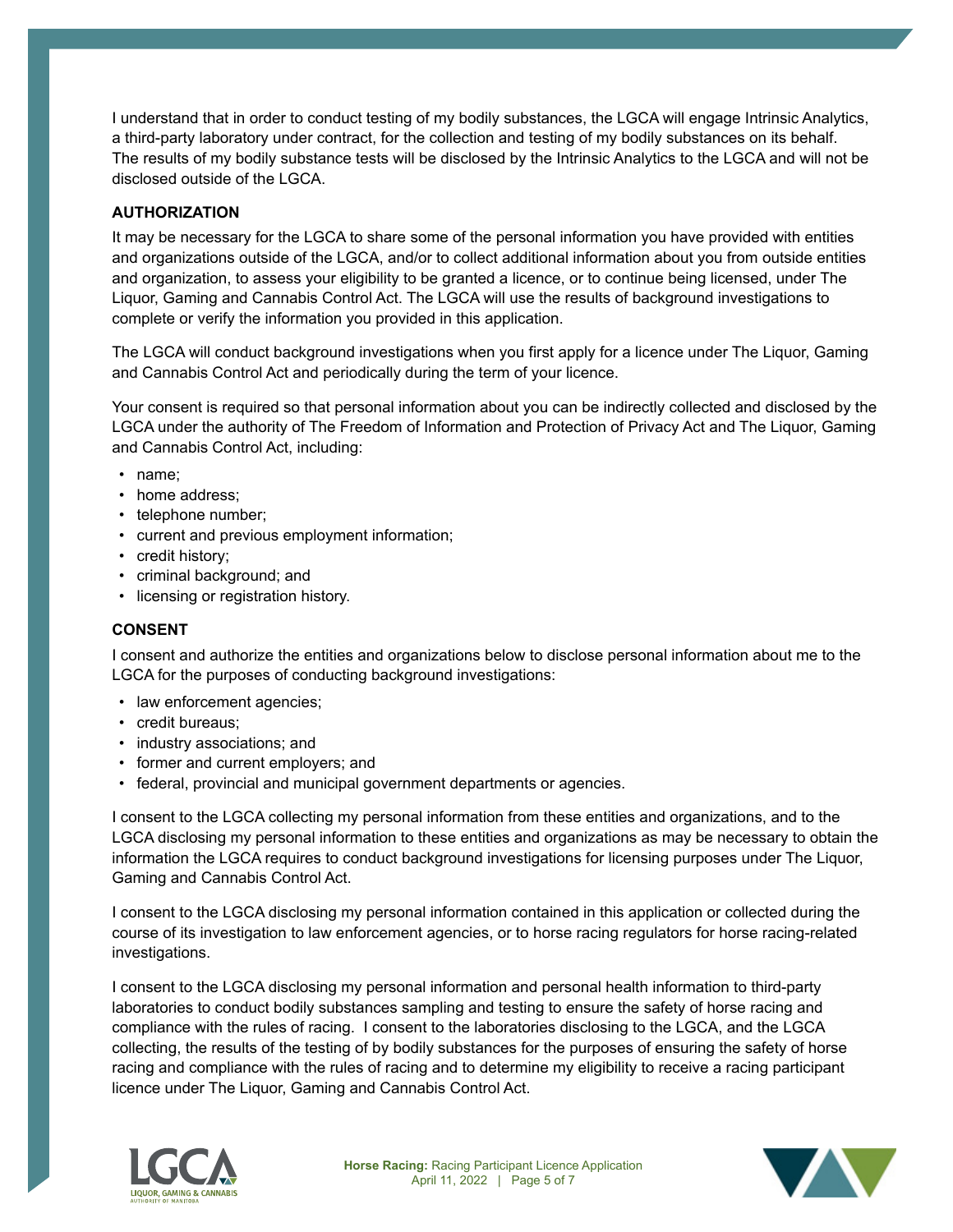I understand that in order to conduct testing of my bodily substances, the LGCA will engage Intrinsic Analytics, a third-party laboratory under contract, for the collection and testing of my bodily substances on its behalf. The results of my bodily substance tests will be disclosed by the Intrinsic Analytics to the LGCA and will not be disclosed outside of the LGCA.

**AUTHORIZATION**

It may be necessary for the LGCA to share some of the personal information you have provided with entities and organizations outside of the LGCA, and/or to collect additional information about you from outside entities and organization, to assess your eligibility to be granted a licence, or to continue being licensed, under The Liquor, Gaming and Cannabis Control Act. The LGCA will use the results of background investigations to complete or verify the information you provided in this application.

The LGCA will conduct background investigations when you first apply for a licence under The Liquor, Gaming and Cannabis Control Act and periodically during the term of your licence.

Your consent is required so that personal information about you can be indirectly collected and disclosed by the LGCA under the authority of The Freedom of Information and Protection of Privacy Act and The Liquor, Gaming and Cannabis Control Act, including:

- name;
- home address;
- telephone number;
- current and previous employment information;
- credit history;
- criminal background; and
- licensing or registration history.

**CONSENT**

I consent and authorize the entities and organizations below to disclose personal information about me to the LGCA for the purposes of conducting background investigations:

- law enforcement agencies;
- credit bureaus;
- industry associations; and
- former and current employers; and
- federal, provincial and municipal government departments or agencies.

I consent to the LGCA collecting my personal information from these entities and organizations, and to the LGCA disclosing my personal information to these entities and organizations as may be necessary to obtain the information the LGCA requires to conduct background investigations for licensing purposes under The Liquor, Gaming and Cannabis Control Act.

I consent to the LGCA disclosing my personal information contained in this application or collected during the course of its investigation to law enforcement agencies, or to horse racing regulators for horse racing-related investigations.

I consent to the LGCA disclosing my personal information and personal health information to third-party laboratories to conduct bodily substances sampling and testing to ensure the safety of horse racing and compliance with the rules of racing. I consent to the laboratories disclosing to the LGCA, and the LGCA collecting, the results of the testing of by bodily substances for the purposes of ensuring the safety of horse racing and compliance with the rules of racing and to determine my eligibility to receive a racing participant licence under The Liquor, Gaming and Cannabis Control Act.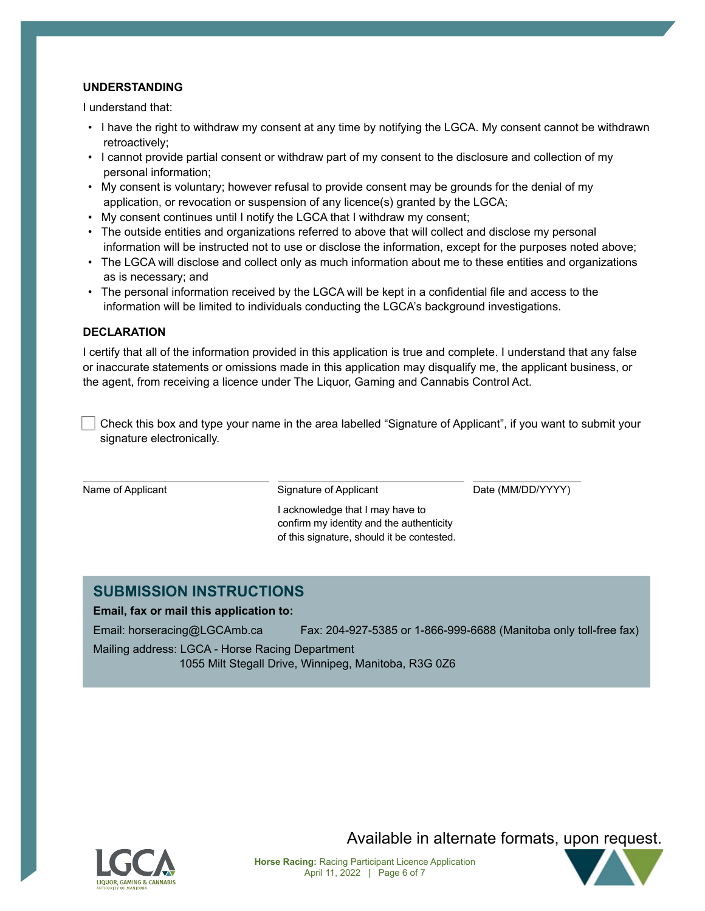### UNDERSTANDING

I understand that:

- I have the right to withdraw my consent at any time by notifying the LGCA. My consent cannot be withdrawn retroactively;
- I cannot provide partial consent or withdraw part of my consent to the disclosure and collection of my personal information;
- My consent is voluntary; however refusal to provide consent may be grounds for the denial of my application, or revocation or suspension of any licence(s) granted by the LGCA;
- My consent continues until I notify the LGCA that I withdraw my consent;
- The outside entities and organizations referred to above that will collect and disclose my personal information will be instructed not to use or disclose the information, except for the purposes noted above;
- The LGCA will disclose and collect only as much information about me to these entities and organizations as is necessary; and
- The personal information received by the LGCA will be kept in a confidential file and access to the information will be limited to individuals conducting the LGCA's background investigations.

### DECLARATION

I certify that all of the information provided in this application is true and complete. I understand that any false or inaccurate statements or omissions made in this application may disqualify me, the applicant business, or the agent, from receiving a licence under The Liquor, Gaming and Cannabis Control Act.

☐ Check this box and type your name in the area labelled "Signature of Applicant", if you want to submit your signature electronically.

| Name of Applicant | Signature of Applicant | Date (MM/DD/YYYY) |
|---|---|---|
| | I acknowledge that I may have to confirm my identity and the authenticity of this signature, should it be contested. | |

## SUBMISSION INSTRUCTIONS

**Email, fax or mail this application to:**

Email: horseracing@LGCAmb.ca    Fax: 204-927-5385 or 1-866-999-6688 (Manitoba only toll-free fax)

Mailing address: LGCA - Horse Racing Department
1055 Milt Stegall Drive, Winnipeg, Manitoba, R3G 0Z6

Available in alternate formats, upon request.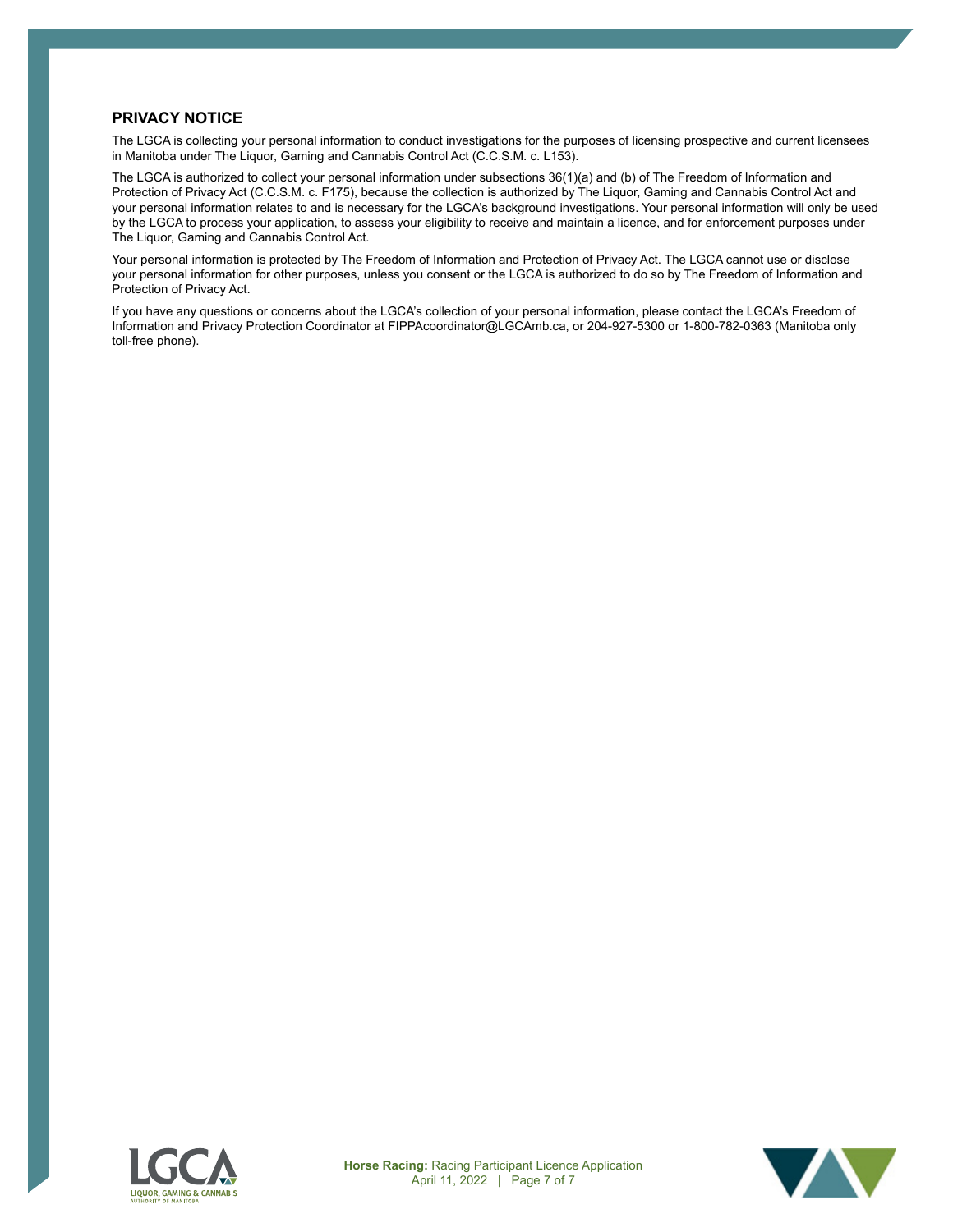## PRIVACY NOTICE

The LGCA is collecting your personal information to conduct investigations for the purposes of licensing prospective and current licensees in Manitoba under The Liquor, Gaming and Cannabis Control Act (C.C.S.M. c. L153).

The LGCA is authorized to collect your personal information under subsections 36(1)(a) and (b) of The Freedom of Information and Protection of Privacy Act (C.C.S.M. c. F175), because the collection is authorized by The Liquor, Gaming and Cannabis Control Act and your personal information relates to and is necessary for the LGCA's background investigations. Your personal information will only be used by the LGCA to process your application, to assess your eligibility to receive and maintain a licence, and for enforcement purposes under The Liquor, Gaming and Cannabis Control Act.

Your personal information is protected by The Freedom of Information and Protection of Privacy Act. The LGCA cannot use or disclose your personal information for other purposes, unless you consent or the LGCA is authorized to do so by The Freedom of Information and Protection of Privacy Act.

If you have any questions or concerns about the LGCA's collection of your personal information, please contact the LGCA's Freedom of Information and Privacy Protection Coordinator at FIPPAcoordinator@LGCAmb.ca, or 204-927-5300 or 1-800-782-0363 (Manitoba only toll-free phone).